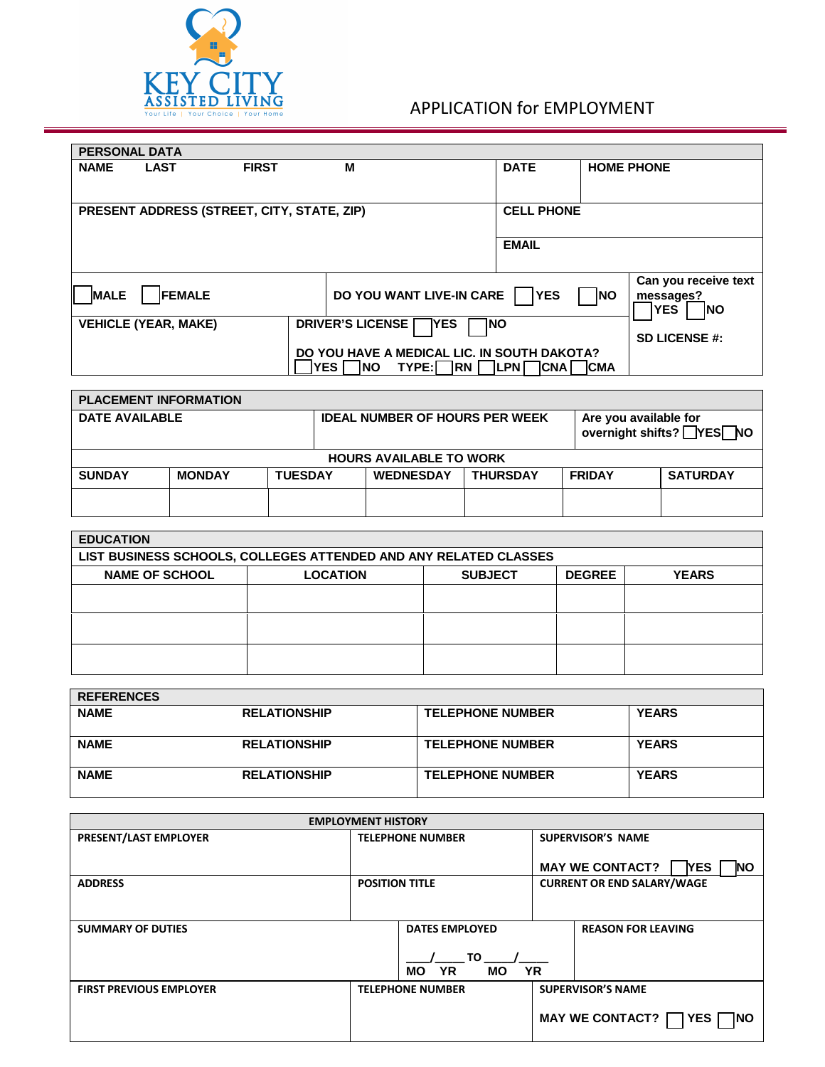KEY CITY ASSISTED LIVING
Your Life | Your Choice | Your Home

# APPLICATION for EMPLOYMENT

| PERSONAL DATA | | | |
|---|---|---|---|
| NAME LAST FIRST M | | DATE | HOME PHONE |
| PRESENT ADDRESS (STREET, CITY, STATE, ZIP) | | CELL PHONE | |
| | | EMAIL | |
| ☐ MALE ☐ FEMALE | DO YOU WANT LIVE-IN CARE ☐ YES ☐ NO | | Can you receive text messages? ☐ YES ☐ NO |
| VEHICLE (YEAR, MAKE) | DRIVER'S LICENSE ☐ YES ☐ NO<br>DO YOU HAVE A MEDICAL LIC. IN SOUTH DAKOTA? ☐ YES ☐ NO TYPE: ☐ RN ☐ LPN ☐ CNA ☐ CMA | | SD LICENSE #: |

| PLACEMENT INFORMATION | | | | | | |
|---|---|---|---|---|---|---|
| DATE AVAILABLE | | IDEAL NUMBER OF HOURS PER WEEK | | | Are you available for overnight shifts? ☐ YES ☐ NO | |
| HOURS AVAILABLE TO WORK | | | | | | |
| SUNDAY | MONDAY | TUESDAY | WEDNESDAY | THURSDAY | FRIDAY | SATURDAY |
| | | | | | | |

| EDUCATION | | | | |
|---|---|---|---|---|
| LIST BUSINESS SCHOOLS, COLLEGES ATTENDED AND ANY RELATED CLASSES | | | | |
| NAME OF SCHOOL | LOCATION | SUBJECT | DEGREE | YEARS |
| | | | | |
| | | | | |
| | | | | |

| REFERENCES | | | |
|---|---|---|---|
| NAME RELATIONSHIP | | TELEPHONE NUMBER | YEARS |
| NAME RELATIONSHIP | | TELEPHONE NUMBER | YEARS |
| NAME RELATIONSHIP | | TELEPHONE NUMBER | YEARS |

| EMPLOYMENT HISTORY | | |
|---|---|---|
| PRESENT/LAST EMPLOYER | TELEPHONE NUMBER | SUPERVISOR'S NAME<br>MAY WE CONTACT? ☐ YES ☐ NO |
| ADDRESS | POSITION TITLE | CURRENT OR END SALARY/WAGE |
| SUMMARY OF DUTIES | DATES EMPLOYED<br>\_\_\_\_/\_\_\_\_ TO \_\_\_\_/\_\_\_\_<br>MO YR MO YR | REASON FOR LEAVING |
| FIRST PREVIOUS EMPLOYER | TELEPHONE NUMBER | SUPERVISOR'S NAME<br>MAY WE CONTACT? ☐ YES ☐ NO |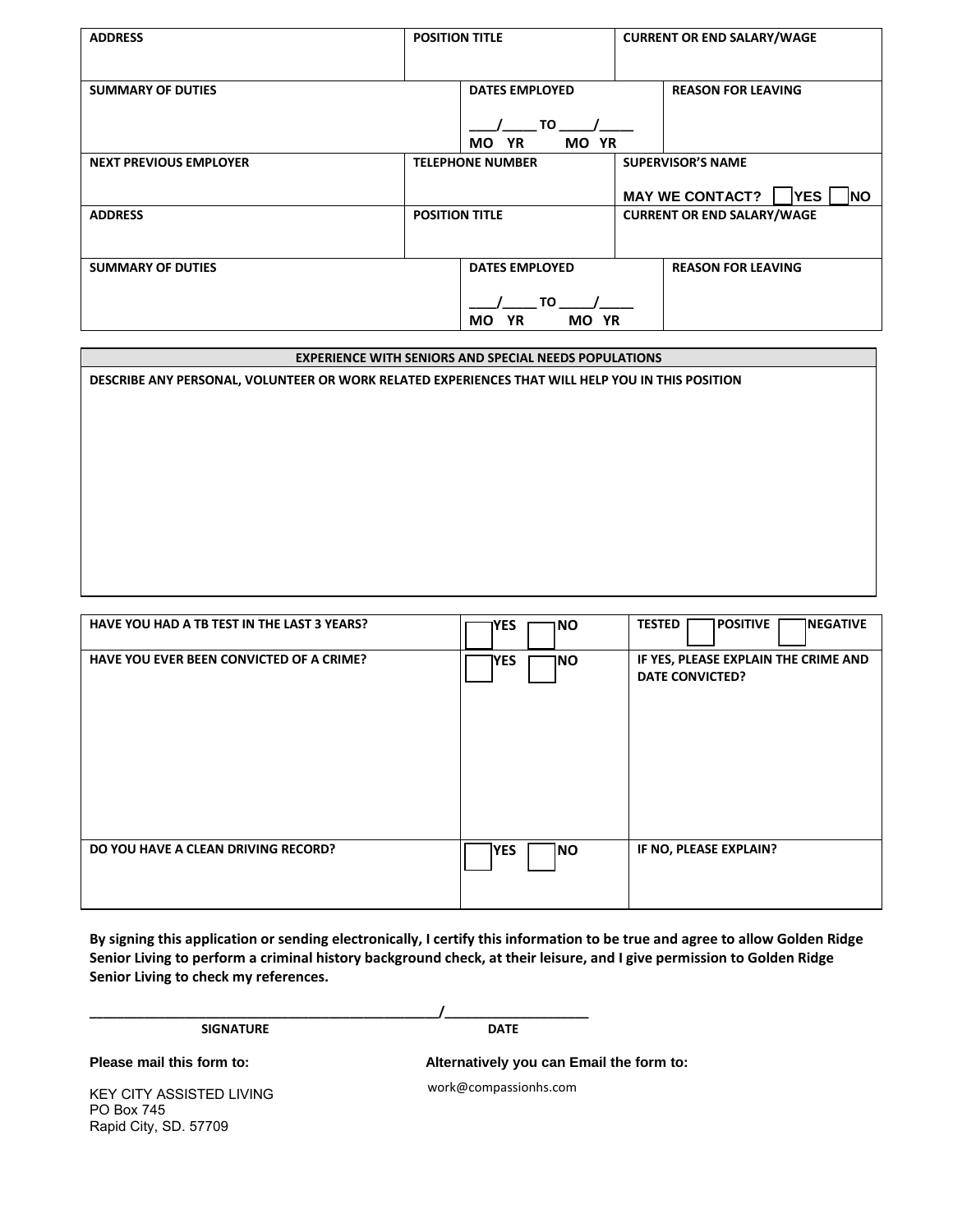| | | |
|---|---|---|
| **ADDRESS** | **POSITION TITLE** | **CURRENT OR END SALARY/WAGE** |
| **SUMMARY OF DUTIES** | **DATES EMPLOYED**<br>____/_____ TO _____/_____<br>MO YR MO YR | **REASON FOR LEAVING** |
| **NEXT PREVIOUS EMPLOYER** | **TELEPHONE NUMBER** | **SUPERVISOR'S NAME**<br>**MAY WE CONTACT?** ☐ **YES** ☐ **NO** |
| **ADDRESS** | **POSITION TITLE** | **CURRENT OR END SALARY/WAGE** |
| **SUMMARY OF DUTIES** | **DATES EMPLOYED**<br>____/_____ TO _____/_____<br>MO YR MO YR | **REASON FOR LEAVING** |

| **EXPERIENCE WITH SENIORS AND SPECIAL NEEDS POPULATIONS** |
|---|
| **DESCRIBE ANY PERSONAL, VOLUNTEER OR WORK RELATED EXPERIENCES THAT WILL HELP YOU IN THIS POSITION** |

| | | |
|---|---|---|
| **HAVE YOU HAD A TB TEST IN THE LAST 3 YEARS?** | ☐ **YES** ☐ **NO** | **TESTED** ☐ **POSITIVE** ☐ **NEGATIVE** |
| **HAVE YOU EVER BEEN CONVICTED OF A CRIME?** | ☐ **YES** ☐ **NO** | **IF YES, PLEASE EXPLAIN THE CRIME AND DATE CONVICTED?** |
| **DO YOU HAVE A CLEAN DRIVING RECORD?** | ☐ **YES** ☐ **NO** | **IF NO, PLEASE EXPLAIN?** |

**By signing this application or sending electronically, I certify this information to be true and agree to allow Golden Ridge Senior Living to perform a criminal history background check, at their leisure, and I give permission to Golden Ridge Senior Living to check my references.**

_____________________________________________/___________________

**SIGNATURE** **DATE**

**Please mail this form to:**

KEY CITY ASSISTED LIVING
PO Box 745
Rapid City, SD. 57709

**Alternatively you can Email the form to:**

work@compassionhs.com